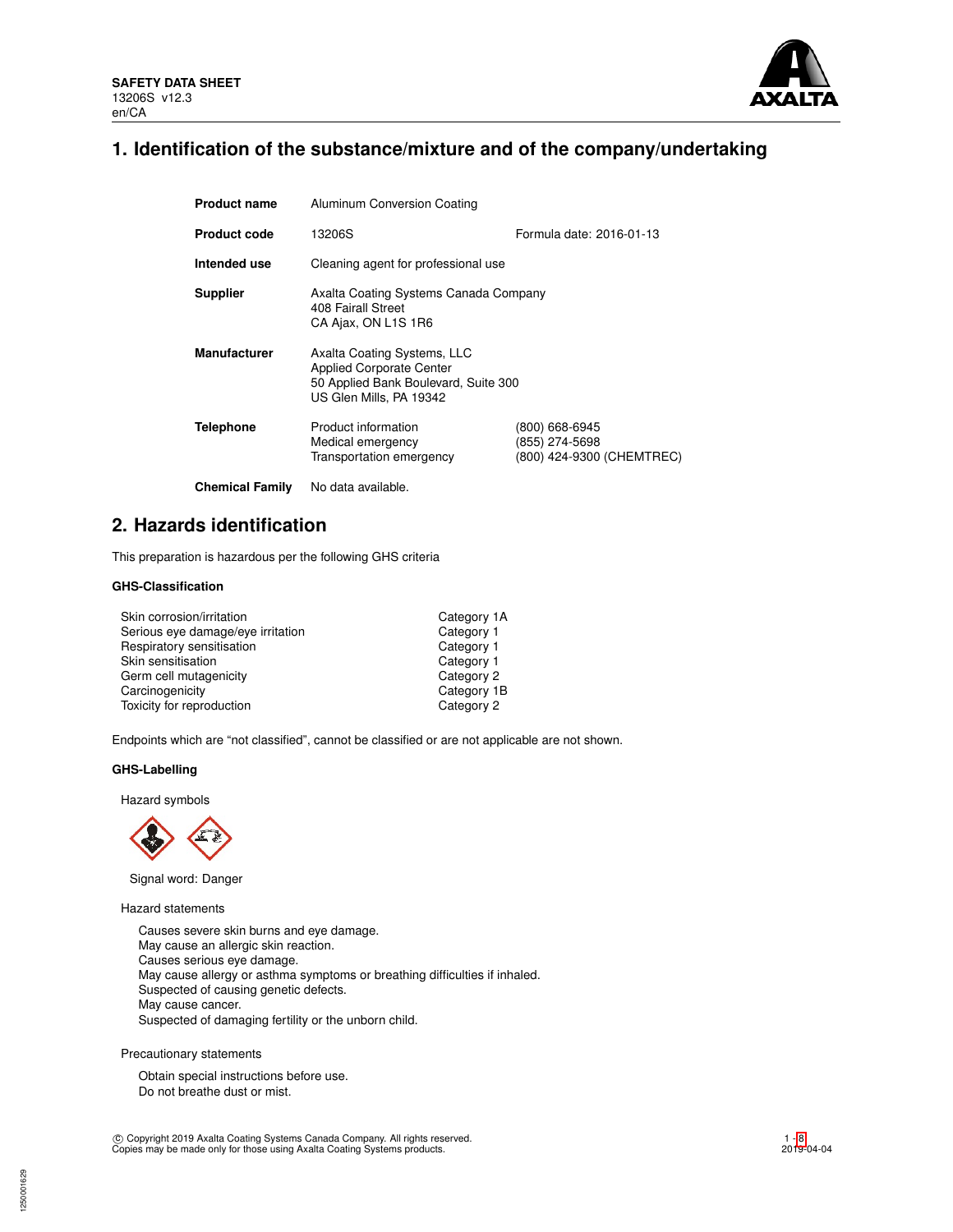SAFETY DATA SHEET
13206S v12.3
en/CA

# 1. Identification of the substance/mixture and of the company/undertaking

| | | |
|---|---|---|
| **Product name** | Aluminum Conversion Coating | |
| **Product code** | 13206S | Formula date: 2016-01-13 |
| **Intended use** | Cleaning agent for professional use | |
| **Supplier** | Axalta Coating Systems Canada Company<br>408 Fairall Street<br>CA Ajax, ON L1S 1R6 | |
| **Manufacturer** | Axalta Coating Systems, LLC<br>Applied Corporate Center<br>50 Applied Bank Boulevard, Suite 300<br>US Glen Mills, PA 19342 | |
| **Telephone** | Product information<br>Medical emergency<br>Transportation emergency | (800) 668-6945<br>(855) 274-5698<br>(800) 424-9300 (CHEMTREC) |
| **Chemical Family** | No data available. | |

# 2. Hazards identification

This preparation is hazardous per the following GHS criteria

### GHS-Classification

| | |
|---|---|
| Skin corrosion/irritation | Category 1A |
| Serious eye damage/eye irritation | Category 1 |
| Respiratory sensitisation | Category 1 |
| Skin sensitisation | Category 1 |
| Germ cell mutagenicity | Category 2 |
| Carcinogenicity | Category 1B |
| Toxicity for reproduction | Category 2 |

Endpoints which are "not classified", cannot be classified or are not applicable are not shown.

### GHS-Labelling

Hazard symbols

Signal word: Danger

Hazard statements

Causes severe skin burns and eye damage.
May cause an allergic skin reaction.
Causes serious eye damage.
May cause allergy or asthma symptoms or breathing difficulties if inhaled.
Suspected of causing genetic defects.
May cause cancer.
Suspected of damaging fertility or the unborn child.

Precautionary statements

Obtain special instructions before use.
Do not breathe dust or mist.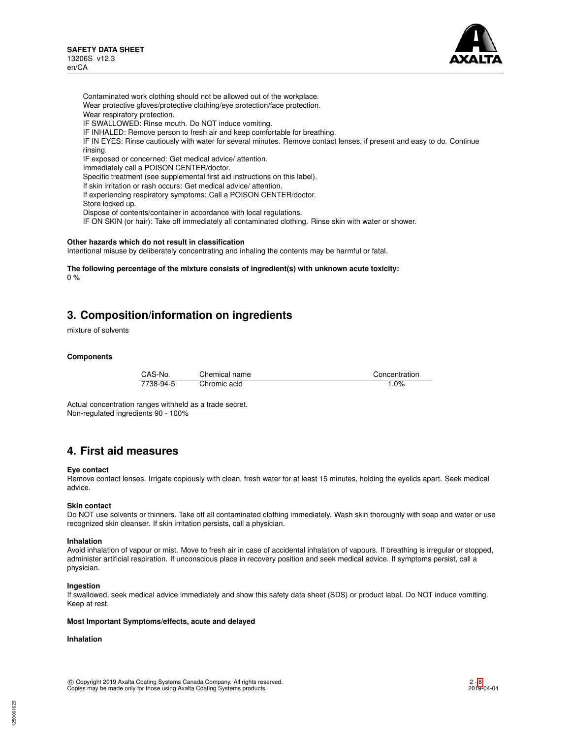Contaminated work clothing should not be allowed out of the workplace.
Wear protective gloves/protective clothing/eye protection/face protection.
Wear respiratory protection.
IF SWALLOWED: Rinse mouth. Do NOT induce vomiting.
IF INHALED: Remove person to fresh air and keep comfortable for breathing.
IF IN EYES: Rinse cautiously with water for several minutes. Remove contact lenses, if present and easy to do. Continue rinsing.
IF exposed or concerned: Get medical advice/ attention.
Immediately call a POISON CENTER/doctor.
Specific treatment (see supplemental first aid instructions on this label).
If skin irritation or rash occurs: Get medical advice/ attention.
If experiencing respiratory symptoms: Call a POISON CENTER/doctor.
Store locked up.
Dispose of contents/container in accordance with local regulations.
IF ON SKIN (or hair): Take off immediately all contaminated clothing. Rinse skin with water or shower.

**Other hazards which do not result in classification**

Intentional misuse by deliberately concentrating and inhaling the contents may be harmful or fatal.

**The following percentage of the mixture consists of ingredient(s) with unknown acute toxicity:**

0 %

## 3. Composition/information on ingredients

mixture of solvents

**Components**

| CAS-No. | Chemical name | Concentration |
|---|---|---|
| 7738-94-5 | Chromic acid | 1.0% |

Actual concentration ranges withheld as a trade secret.
Non-regulated ingredients 90 - 100%

## 4. First aid measures

**Eye contact**

Remove contact lenses. Irrigate copiously with clean, fresh water for at least 15 minutes, holding the eyelids apart. Seek medical advice.

**Skin contact**

Do NOT use solvents or thinners. Take off all contaminated clothing immediately. Wash skin thoroughly with soap and water or use recognized skin cleanser. If skin irritation persists, call a physician.

**Inhalation**

Avoid inhalation of vapour or mist. Move to fresh air in case of accidental inhalation of vapours. If breathing is irregular or stopped, administer artificial respiration. If unconscious place in recovery position and seek medical advice. If symptoms persist, call a physician.

**Ingestion**

If swallowed, seek medical advice immediately and show this safety data sheet (SDS) or product label. Do NOT induce vomiting. Keep at rest.

**Most Important Symptoms/effects, acute and delayed**

**Inhalation**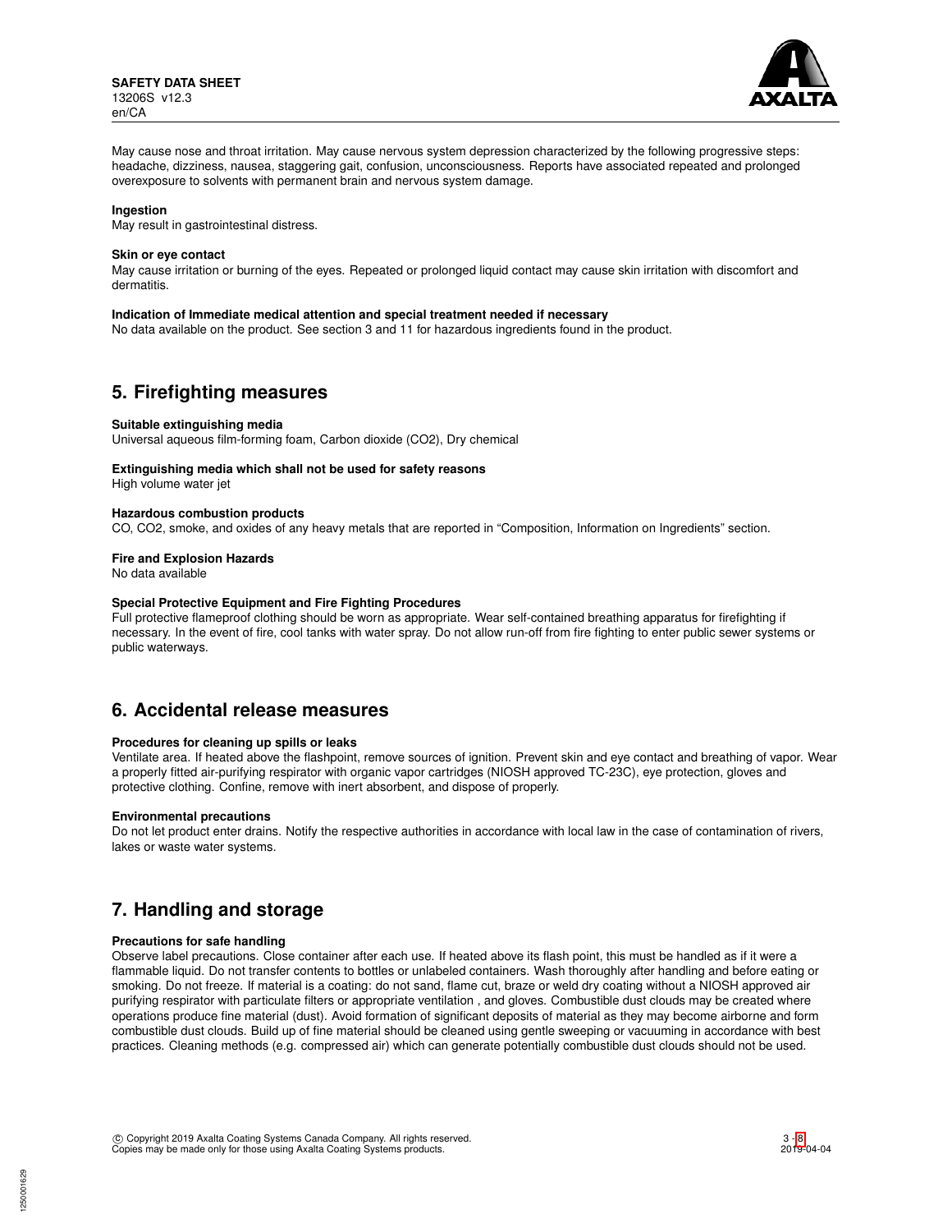May cause nose and throat irritation. May cause nervous system depression characterized by the following progressive steps: headache, dizziness, nausea, staggering gait, confusion, unconsciousness. Reports have associated repeated and prolonged overexposure to solvents with permanent brain and nervous system damage.

**Ingestion**
May result in gastrointestinal distress.

**Skin or eye contact**
May cause irritation or burning of the eyes. Repeated or prolonged liquid contact may cause skin irritation with discomfort and dermatitis.

**Indication of Immediate medical attention and special treatment needed if necessary**
No data available on the product. See section 3 and 11 for hazardous ingredients found in the product.

## 5. Firefighting measures

**Suitable extinguishing media**
Universal aqueous film-forming foam, Carbon dioxide ($CO_2$), Dry chemical

**Extinguishing media which shall not be used for safety reasons**
High volume water jet

**Hazardous combustion products**
CO, $CO_2$, smoke, and oxides of any heavy metals that are reported in “Composition, Information on Ingredients” section.

**Fire and Explosion Hazards**
No data available

**Special Protective Equipment and Fire Fighting Procedures**
Full protective flameproof clothing should be worn as appropriate. Wear self-contained breathing apparatus for firefighting if necessary. In the event of fire, cool tanks with water spray. Do not allow run-off from fire fighting to enter public sewer systems or public waterways.

## 6. Accidental release measures

**Procedures for cleaning up spills or leaks**
Ventilate area. If heated above the flashpoint, remove sources of ignition. Prevent skin and eye contact and breathing of vapor. Wear a properly fitted air-purifying respirator with organic vapor cartridges (NIOSH approved TC-23C), eye protection, gloves and protective clothing. Confine, remove with inert absorbent, and dispose of properly.

**Environmental precautions**
Do not let product enter drains. Notify the respective authorities in accordance with local law in the case of contamination of rivers, lakes or waste water systems.

## 7. Handling and storage

**Precautions for safe handling**
Observe label precautions. Close container after each use. If heated above its flash point, this must be handled as if it were a flammable liquid. Do not transfer contents to bottles or unlabeled containers. Wash thoroughly after handling and before eating or smoking. Do not freeze. If material is a coating: do not sand, flame cut, braze or weld dry coating without a NIOSH approved air purifying respirator with particulate filters or appropriate ventilation , and gloves. Combustible dust clouds may be created where operations produce fine material (dust). Avoid formation of significant deposits of material as they may become airborne and form combustible dust clouds. Build up of fine material should be cleaned using gentle sweeping or vacuuming in accordance with best practices. Cleaning methods (e.g. compressed air) which can generate potentially combustible dust clouds should not be used.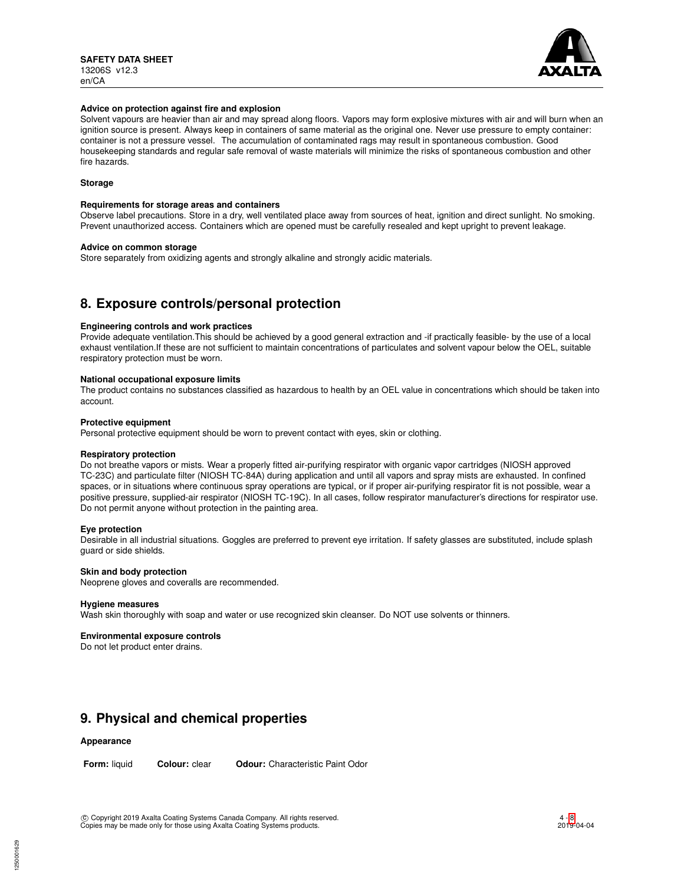**Advice on protection against fire and explosion**

Solvent vapours are heavier than air and may spread along floors. Vapors may form explosive mixtures with air and will burn when an ignition source is present. Always keep in containers of same material as the original one. Never use pressure to empty container: container is not a pressure vessel. The accumulation of contaminated rags may result in spontaneous combustion. Good housekeeping standards and regular safe removal of waste materials will minimize the risks of spontaneous combustion and other fire hazards.

**Storage**

**Requirements for storage areas and containers**

Observe label precautions. Store in a dry, well ventilated place away from sources of heat, ignition and direct sunlight. No smoking. Prevent unauthorized access. Containers which are opened must be carefully resealed and kept upright to prevent leakage.

**Advice on common storage**

Store separately from oxidizing agents and strongly alkaline and strongly acidic materials.

## 8. Exposure controls/personal protection

**Engineering controls and work practices**

Provide adequate ventilation.This should be achieved by a good general extraction and -if practically feasible- by the use of a local exhaust ventilation.If these are not sufficient to maintain concentrations of particulates and solvent vapour below the OEL, suitable respiratory protection must be worn.

**National occupational exposure limits**

The product contains no substances classified as hazardous to health by an OEL value in concentrations which should be taken into account.

**Protective equipment**

Personal protective equipment should be worn to prevent contact with eyes, skin or clothing.

**Respiratory protection**

Do not breathe vapors or mists. Wear a properly fitted air-purifying respirator with organic vapor cartridges (NIOSH approved TC-23C) and particulate filter (NIOSH TC-84A) during application and until all vapors and spray mists are exhausted. In confined spaces, or in situations where continuous spray operations are typical, or if proper air-purifying respirator fit is not possible, wear a positive pressure, supplied-air respirator (NIOSH TC-19C). In all cases, follow respirator manufacturer's directions for respirator use. Do not permit anyone without protection in the painting area.

**Eye protection**

Desirable in all industrial situations. Goggles are preferred to prevent eye irritation. If safety glasses are substituted, include splash guard or side shields.

**Skin and body protection**

Neoprene gloves and coveralls are recommended.

**Hygiene measures**

Wash skin thoroughly with soap and water or use recognized skin cleanser. Do NOT use solvents or thinners.

**Environmental exposure controls**

Do not let product enter drains.

## 9. Physical and chemical properties

**Appearance**

**Form:** liquid **Colour:** clear **Odour:** Characteristic Paint Odor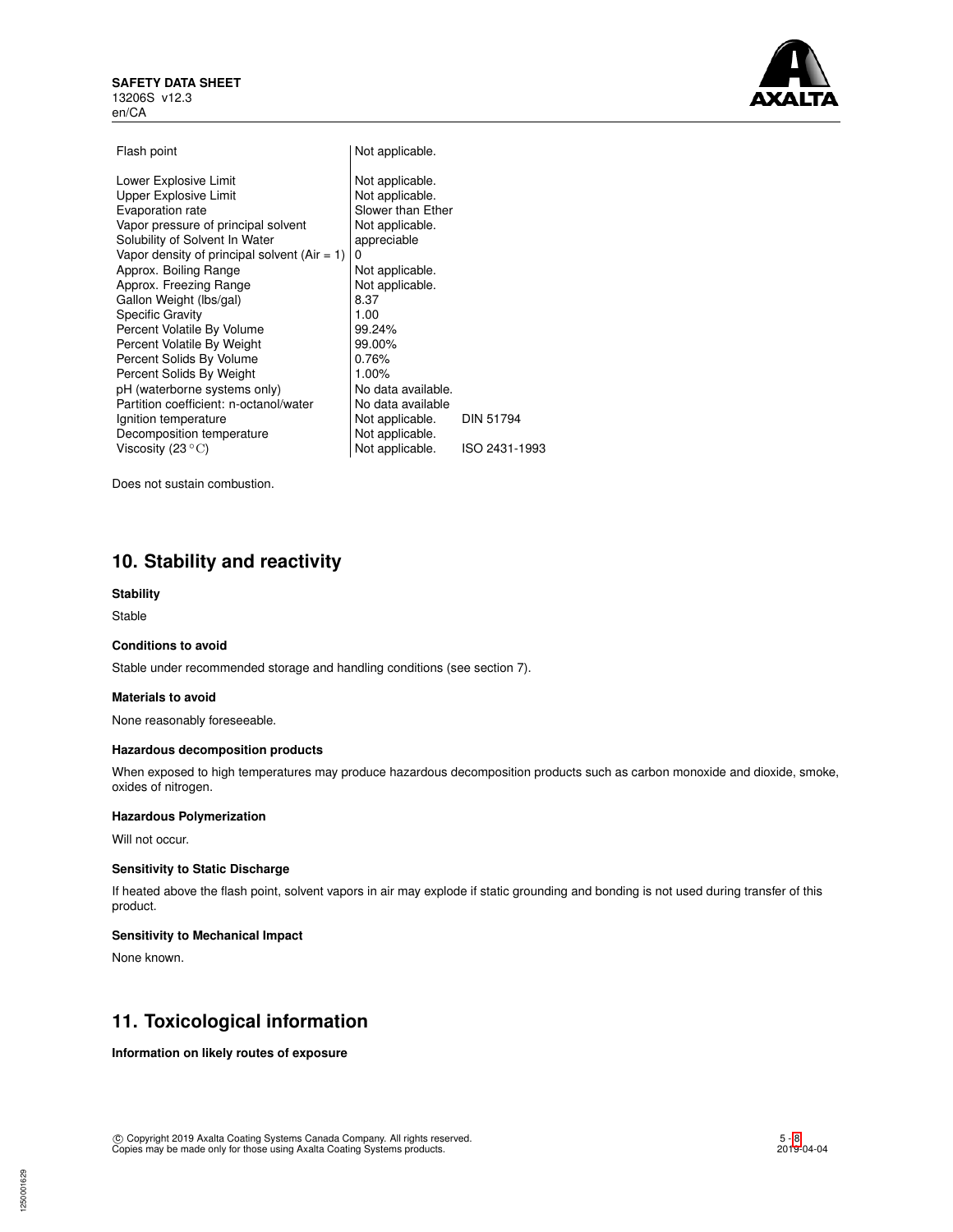| | | |
|---|---|---|
| Flash point | Not applicable. | |
| Lower Explosive Limit | Not applicable. | |
| Upper Explosive Limit | Not applicable. | |
| Evaporation rate | Slower than Ether | |
| Vapor pressure of principal solvent | Not applicable. | |
| Solubility of Solvent In Water | appreciable | |
| Vapor density of principal solvent (Air = 1) | 0 | |
| Approx. Boiling Range | Not applicable. | |
| Approx. Freezing Range | Not applicable. | |
| Gallon Weight (lbs/gal) | 8.37 | |
| Specific Gravity | 1.00 | |
| Percent Volatile By Volume | 99.24% | |
| Percent Volatile By Weight | 99.00% | |
| Percent Solids By Volume | 0.76% | |
| Percent Solids By Weight | 1.00% | |
| pH (waterborne systems only) | No data available. | |
| Partition coefficient: n-octanol/water | No data available | |
| Ignition temperature | Not applicable. | DIN 51794 |
| Decomposition temperature | Not applicable. | |
| Viscosity (23 °C) | Not applicable. | ISO 2431-1993 |

Does not sustain combustion.

## 10. Stability and reactivity

**Stability**

Stable

**Conditions to avoid**

Stable under recommended storage and handling conditions (see section 7).

**Materials to avoid**

None reasonably foreseeable.

**Hazardous decomposition products**

When exposed to high temperatures may produce hazardous decomposition products such as carbon monoxide and dioxide, smoke, oxides of nitrogen.

**Hazardous Polymerization**

Will not occur.

**Sensitivity to Static Discharge**

If heated above the flash point, solvent vapors in air may explode if static grounding and bonding is not used during transfer of this product.

**Sensitivity to Mechanical Impact**

None known.

## 11. Toxicological information

**Information on likely routes of exposure**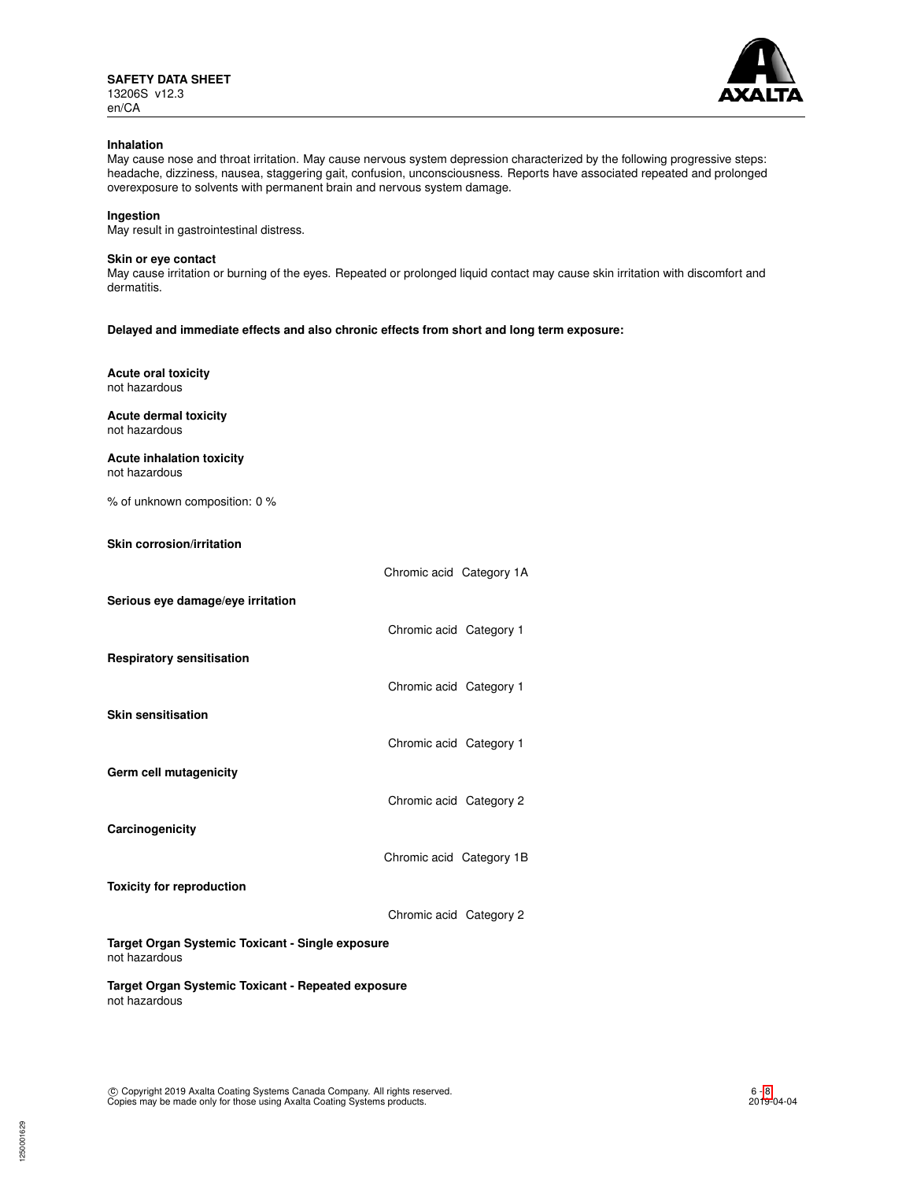**Inhalation**
May cause nose and throat irritation. May cause nervous system depression characterized by the following progressive steps: headache, dizziness, nausea, staggering gait, confusion, unconsciousness. Reports have associated repeated and prolonged overexposure to solvents with permanent brain and nervous system damage.

**Ingestion**
May result in gastrointestinal distress.

**Skin or eye contact**
May cause irritation or burning of the eyes. Repeated or prolonged liquid contact may cause skin irritation with discomfort and dermatitis.

**Delayed and immediate effects and also chronic effects from short and long term exposure:**

**Acute oral toxicity**
not hazardous

**Acute dermal toxicity**
not hazardous

**Acute inhalation toxicity**
not hazardous

% of unknown composition: 0 %

**Skin corrosion/irritation**

| | |
|---|---|
| Chromic acid | Category 1A |

**Serious eye damage/eye irritation**

| | |
|---|---|
| Chromic acid | Category 1 |

**Respiratory sensitisation**

| | |
|---|---|
| Chromic acid | Category 1 |

**Skin sensitisation**

| | |
|---|---|
| Chromic acid | Category 1 |

**Germ cell mutagenicity**

| | |
|---|---|
| Chromic acid | Category 2 |

**Carcinogenicity**

| | |
|---|---|
| Chromic acid | Category 1B |

**Toxicity for reproduction**

| | |
|---|---|
| Chromic acid | Category 2 |

**Target Organ Systemic Toxicant - Single exposure**
not hazardous

**Target Organ Systemic Toxicant - Repeated exposure**
not hazardous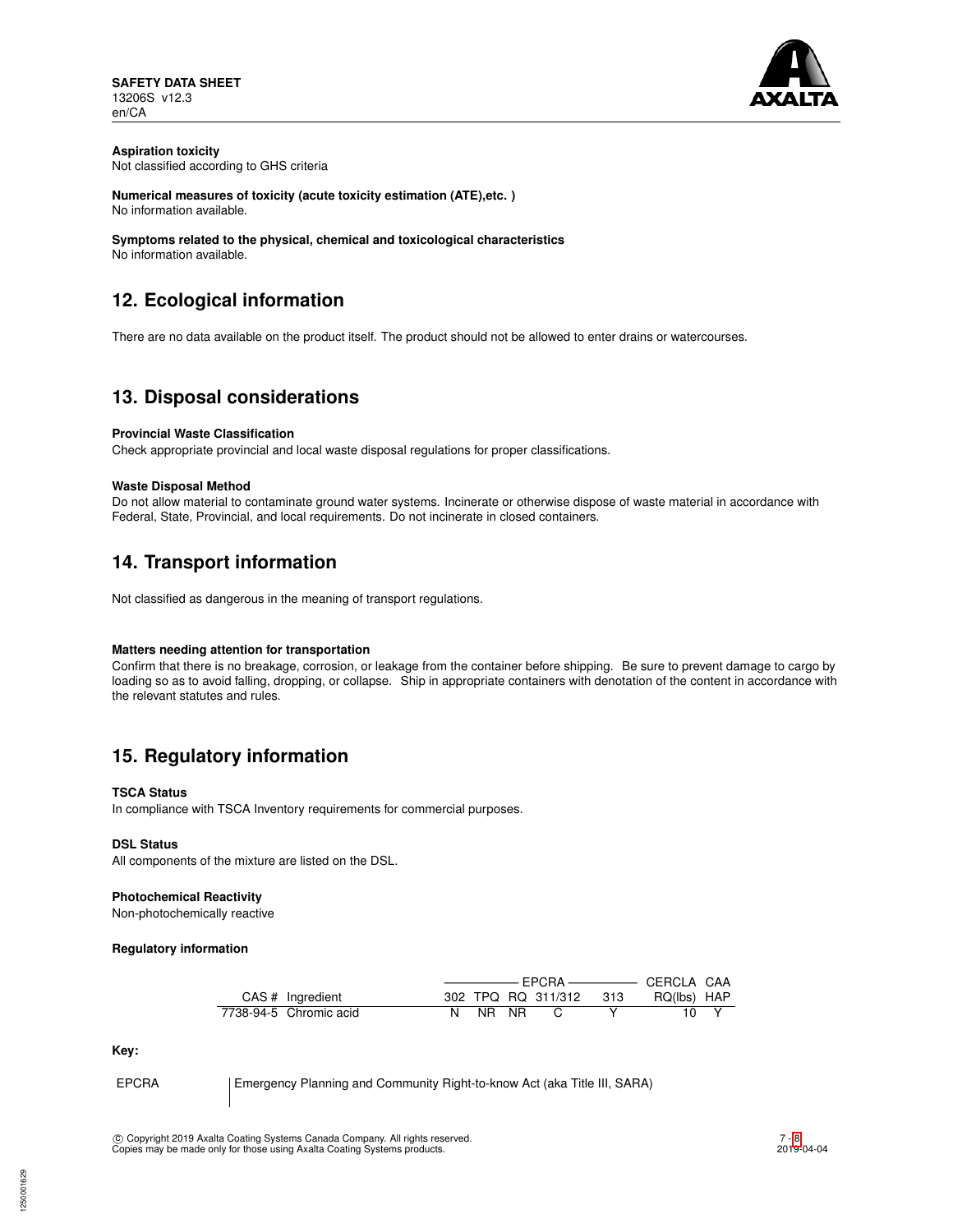**Aspiration toxicity**
Not classified according to GHS criteria

**Numerical measures of toxicity (acute toxicity estimation (ATE),etc. )**
No information available.

**Symptoms related to the physical, chemical and toxicological characteristics**
No information available.

## 12. Ecological information

There are no data available on the product itself. The product should not be allowed to enter drains or watercourses.

## 13. Disposal considerations

**Provincial Waste Classification**
Check appropriate provincial and local waste disposal regulations for proper classifications.

**Waste Disposal Method**
Do not allow material to contaminate ground water systems. Incinerate or otherwise dispose of waste material in accordance with Federal, State, Provincial, and local requirements. Do not incinerate in closed containers.

## 14. Transport information

Not classified as dangerous in the meaning of transport regulations.

**Matters needing attention for transportation**
Confirm that there is no breakage, corrosion, or leakage from the container before shipping. Be sure to prevent damage to cargo by loading so as to avoid falling, dropping, or collapse. Ship in appropriate containers with denotation of the content in accordance with the relevant statutes and rules.

## 15. Regulatory information

**TSCA Status**
In compliance with TSCA Inventory requirements for commercial purposes.

**DSL Status**
All components of the mixture are listed on the DSL.

**Photochemical Reactivity**
Non-photochemically reactive

**Regulatory information**

| | | EPCRA | | | | | CERCLA | CAA |
|---|---|---|---|---|---|---|---|---|
| CAS # | Ingredient | 302 | TPQ | RQ | 311/312 | 313 | RQ(lbs) | HAP |
| 7738-94-5 | Chromic acid | N | NR | NR | C | Y | 10 | Y |

**Key:**

| | |
|---|---|
| EPCRA | Emergency Planning and Community Right-to-know Act (aka Title III, SARA) |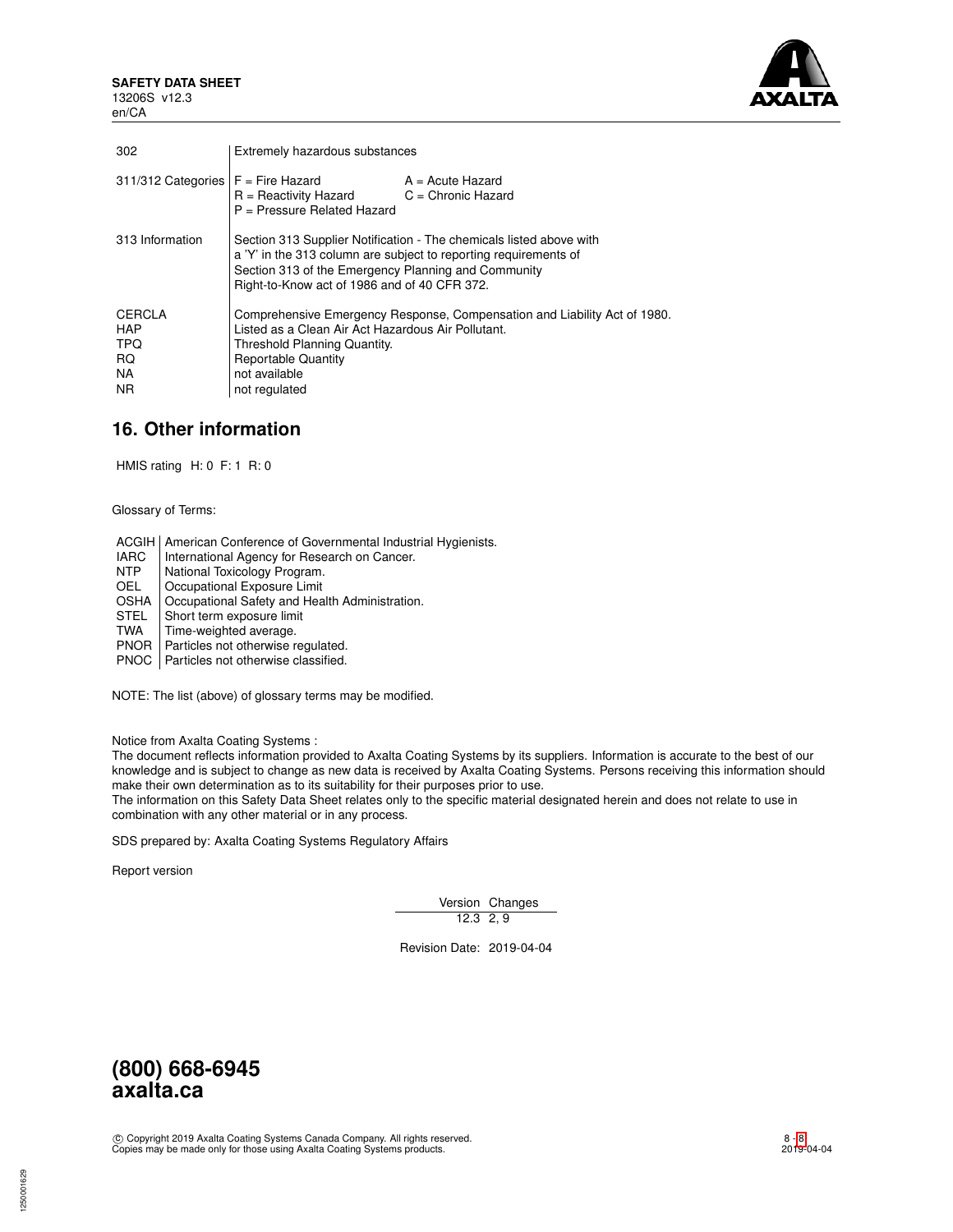| | |
|---|---|
| 302 | Extremely hazardous substances |
| 311/312 Categories | F = Fire Hazard   A = Acute Hazard<br>R = Reactivity Hazard   C = Chronic Hazard<br>P = Pressure Related Hazard |
| 313 Information | Section 313 Supplier Notification - The chemicals listed above with a 'Y' in the 313 column are subject to reporting requirements of Section 313 of the Emergency Planning and Community Right-to-Know act of 1986 and of 40 CFR 372. |
| CERCLA | Comprehensive Emergency Response, Compensation and Liability Act of 1980. |
| HAP | Listed as a Clean Air Act Hazardous Air Pollutant. |
| TPQ | Threshold Planning Quantity. |
| RQ | Reportable Quantity |
| NA | not available |
| NR | not regulated |

## 16. Other information

HMIS rating H: 0 F: 1 R: 0

Glossary of Terms:

| | |
|---|---|
| ACGIH | American Conference of Governmental Industrial Hygienists. |
| IARC | International Agency for Research on Cancer. |
| NTP | National Toxicology Program. |
| OEL | Occupational Exposure Limit |
| OSHA | Occupational Safety and Health Administration. |
| STEL | Short term exposure limit |
| TWA | Time-weighted average. |
| PNOR | Particles not otherwise regulated. |
| PNOC | Particles not otherwise classified. |

NOTE: The list (above) of glossary terms may be modified.

Notice from Axalta Coating Systems :
The document reflects information provided to Axalta Coating Systems by its suppliers. Information is accurate to the best of our knowledge and is subject to change as new data is received by Axalta Coating Systems. Persons receiving this information should make their own determination as to its suitability for their purposes prior to use.
The information on this Safety Data Sheet relates only to the specific material designated herein and does not relate to use in combination with any other material or in any process.

SDS prepared by: Axalta Coating Systems Regulatory Affairs

Report version

| Version | Changes |
|---|---|
| 12.3 | 2, 9 |

Revision Date: 2019-04-04

**(800) 668-6945**
**axalta.ca**

© Copyright 2019 Axalta Coating Systems Canada Company. All rights reserved.
Copies may be made only for those using Axalta Coating Systems products.